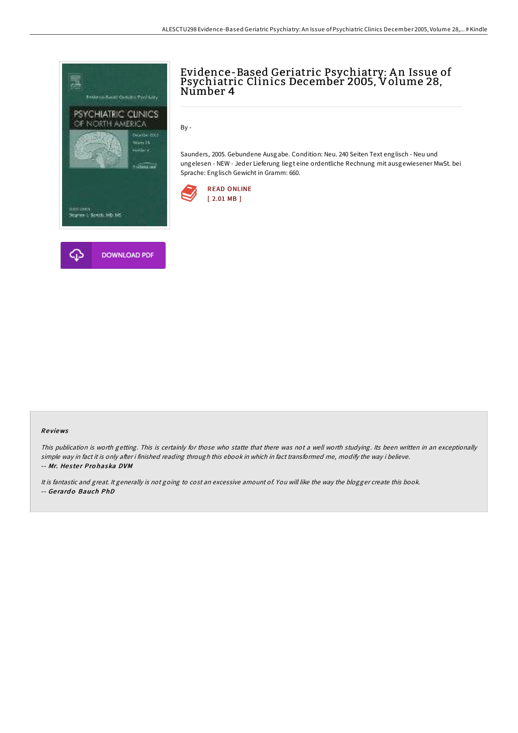# Evidence-Based Geriatric Psychiatry: An Issue of Psychiatric Clinics December 2005, Volume 28, Number 4

By -

Saunders, 2005. Gebundene Ausgabe. Condition: Neu. 240 Seiten Text englisch - Neu und ungelesen - NEW - Jeder Lieferung liegt eine ordentliche Rechnung mit ausgewiesener MwSt. bei Sprache: Englisch Gewicht in Gramm: 660.

READ ONLINE
[ 2.01 MB ]

DOWNLOAD PDF

### Reviews

*This publication is worth getting. This is certainly for those who statte that there was not a well worth studying. Its been written in an exceptionally simple way in fact it is only after i finished reading through this ebook in which in fact transformed me, modify the way i believe.*

*-- Mr. Hester Prohaska DVM*

*It is fantastic and great. It generally is not going to cost an excessive amount of. You will like the way the blogger create this book.*

*-- Gerardo Bauch PhD*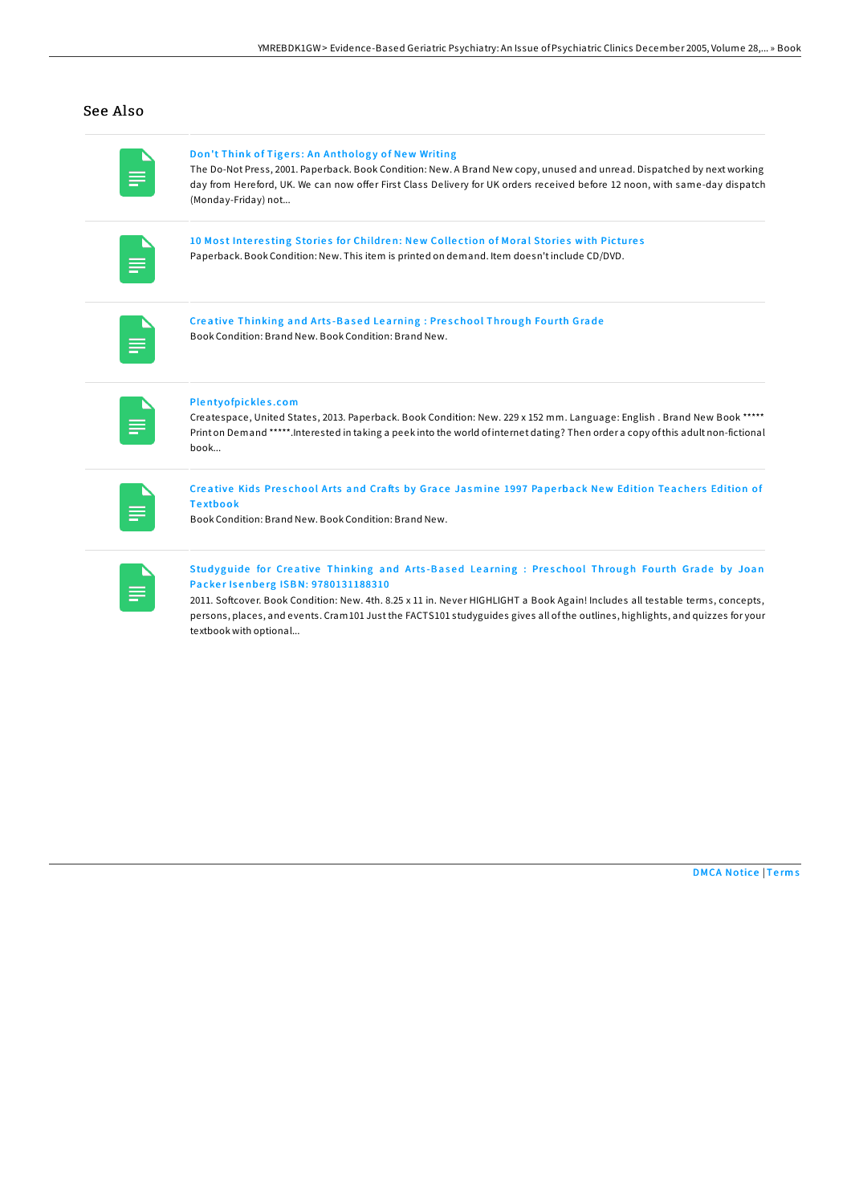## See Also

**Don't Think of Tigers: An Anthology of New Writing**

The Do-Not Press, 2001. Paperback. Book Condition: New. A Brand New copy, unused and unread. Dispatched by next working day from Hereford, UK. We can now offer First Class Delivery for UK orders received before 12 noon, with same-day dispatch (Monday-Friday) not...

**10 Most Interesting Stories for Children: New Collection of Moral Stories with Pictures**

Paperback. Book Condition: New. This item is printed on demand. Item doesn't include CD/DVD.

**Creative Thinking and Arts-Based Learning : Preschool Through Fourth Grade**

Book Condition: Brand New. Book Condition: Brand New.

**Plentyofpickles.com**

Createspace, United States, 2013. Paperback. Book Condition: New. 229 x 152 mm. Language: English . Brand New Book ***** Print on Demand *****.Interested in taking a peek into the world of internet dating? Then order a copy of this adult non-fictional book...

**Creative Kids Preschool Arts and Crafts by Grace Jasmine 1997 Paperback New Edition Teachers Edition of Textbook**

Book Condition: Brand New. Book Condition: Brand New.

**Studyguide for Creative Thinking and Arts-Based Learning : Preschool Through Fourth Grade by Joan Packer Isenberg ISBN: 9780131188310**

2011. Softcover. Book Condition: New. 4th. 8.25 x 11 in. Never HIGHLIGHT a Book Again! Includes all testable terms, concepts, persons, places, and events. Cram101 Just the FACTS101 studyguides gives all of the outlines, highlights, and quizzes for your textbook with optional...

DMCA Notice | Terms